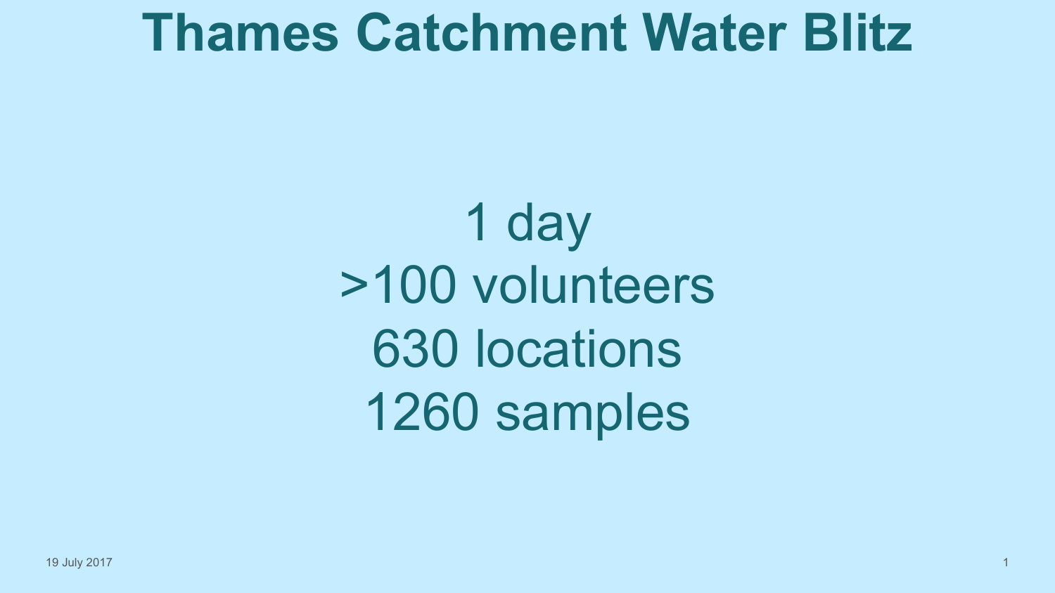# Thames Catchment Water Blitz

1 day

>100 volunteers

630 locations

1260 samples

19 July 2017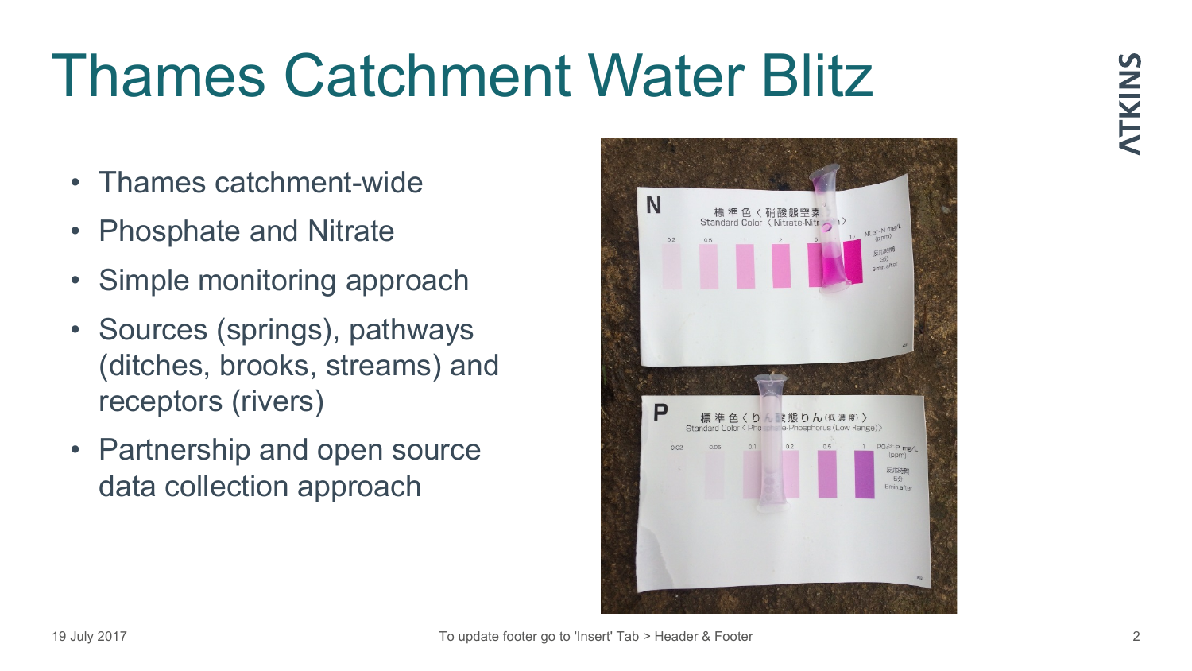# Thames Catchment Water Blitz

- Thames catchment-wide
- Phosphate and Nitrate
- Simple monitoring approach
- Sources (springs), pathways (ditches, brooks, streams) and receptors (rivers)
- Partnership and open source data collection approach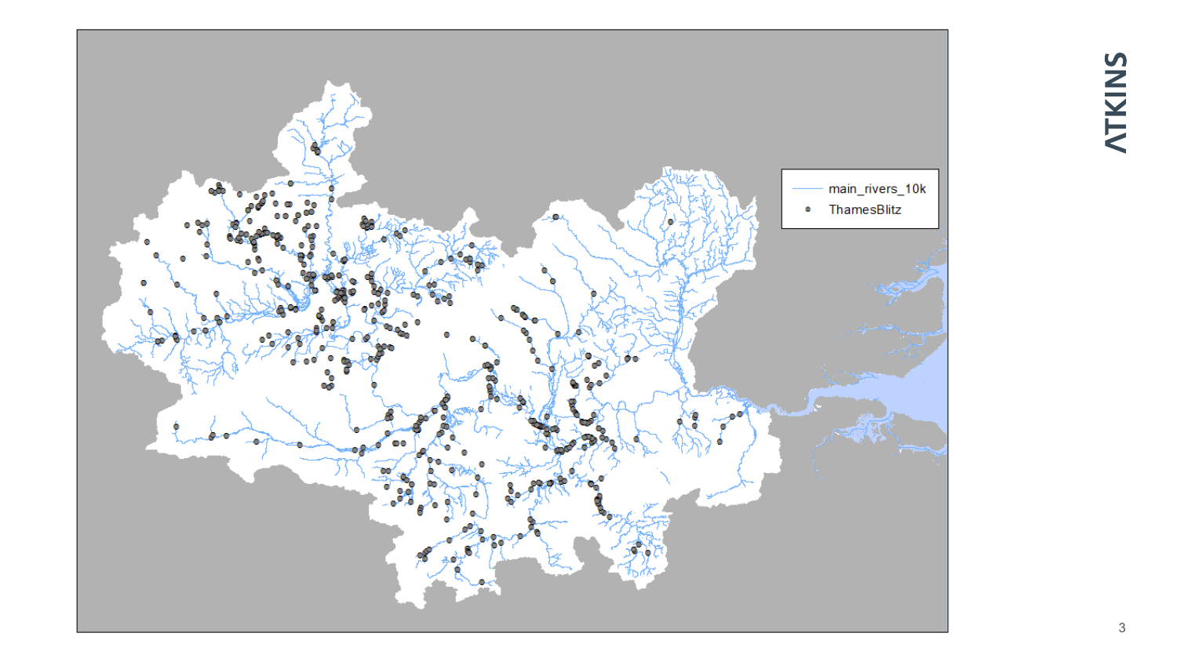main_rivers_10k

ThamesBlitz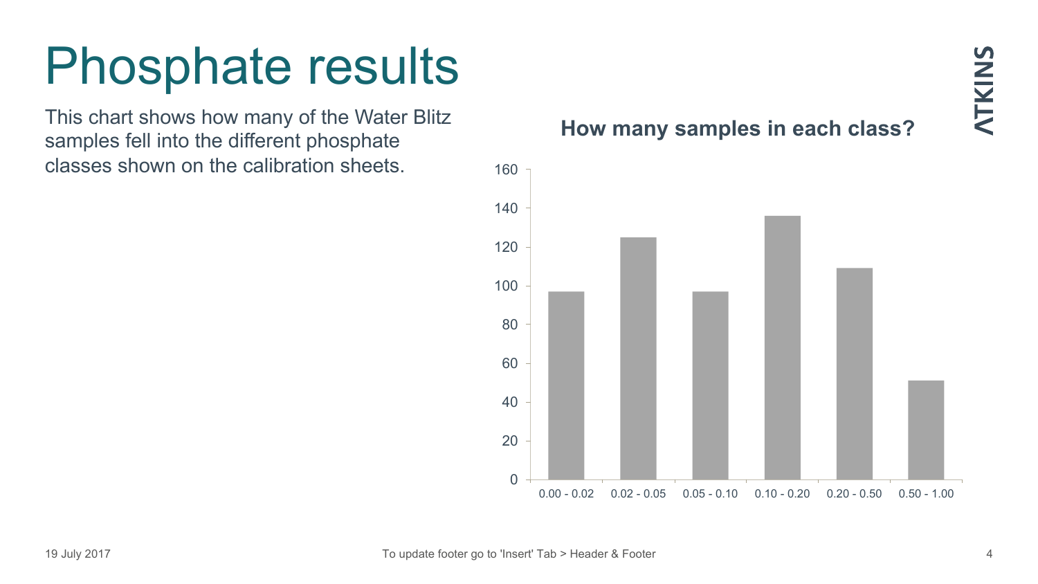# Phosphate results

This chart shows how many of the Water Blitz samples fell into the different phosphate classes shown on the calibration sheets.

**How many samples in each class?**

| Class | Samples (approx.) |
|---|---|
| 0.00 - 0.02 | 97 |
| 0.02 - 0.05 | 125 |
| 0.05 - 0.10 | 97 |
| 0.10 - 0.20 | 136 |
| 0.20 - 0.50 | 109 |
| 0.50 - 1.00 | 51 |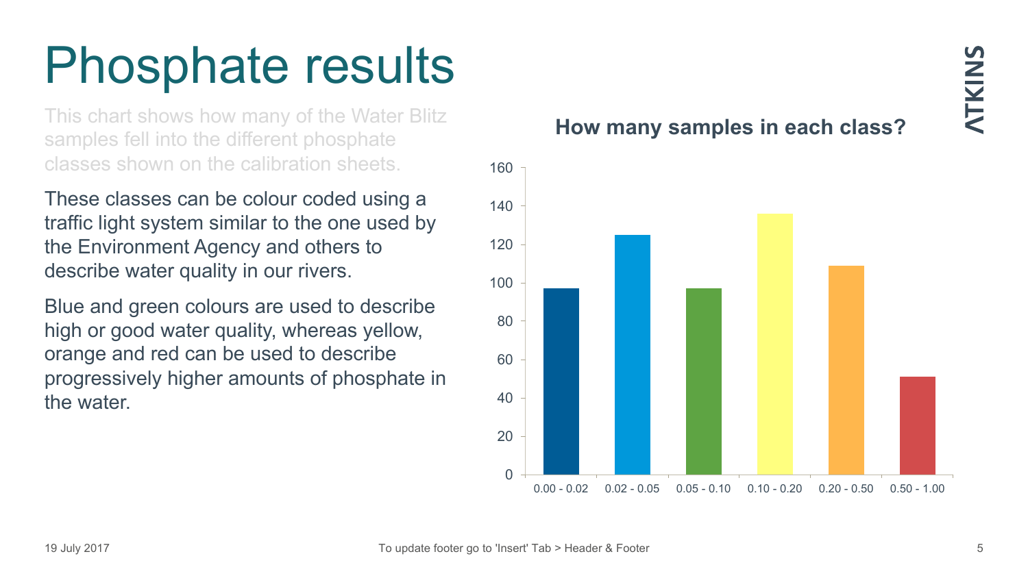# Phosphate results

This chart shows how many of the Water Blitz samples fell into the different phosphate classes shown on the calibration sheets.

These classes can be colour coded using a traffic light system similar to the one used by the Environment Agency and others to describe water quality in our rivers.

Blue and green colours are used to describe high or good water quality, whereas yellow, orange and red can be used to describe progressively higher amounts of phosphate in the water.

**How many samples in each class?**

| Phosphate class | Approx. number of samples |
|---|---|
| 0.00 - 0.02 | 97 |
| 0.02 - 0.05 | 125 |
| 0.05 - 0.10 | 97 |
| 0.10 - 0.20 | 136 |
| 0.20 - 0.50 | 109 |
| 0.50 - 1.00 | 51 |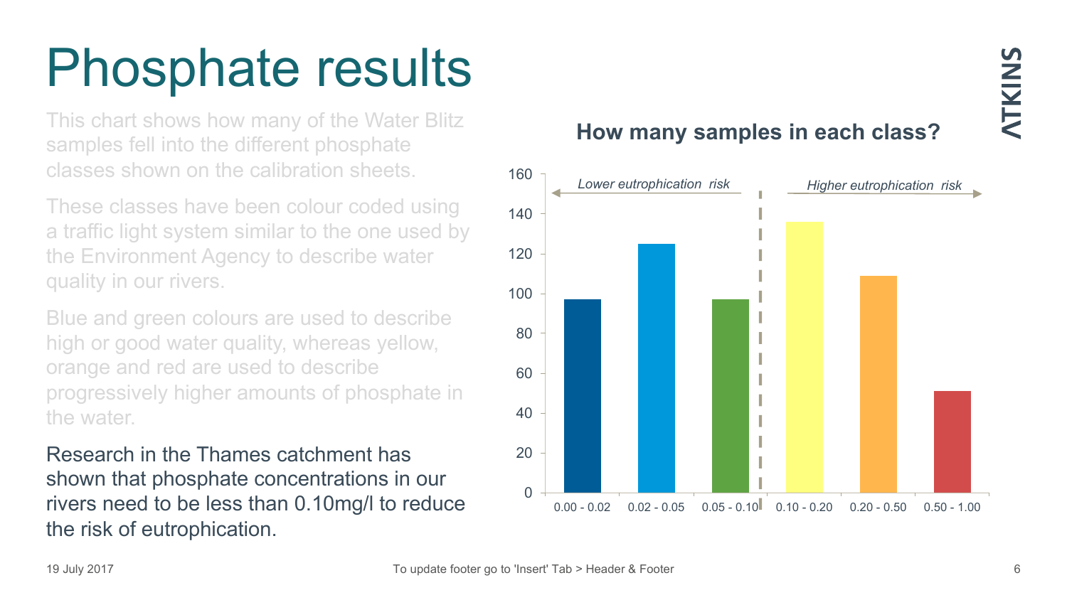# Phosphate results

This chart shows how many of the Water Blitz samples fell into the different phosphate classes shown on the calibration sheets.

These classes have been colour coded using a traffic light system similar to the one used by the Environment Agency to describe water quality in our rivers.

Blue and green colours are used to describe high or good water quality, whereas yellow, orange and red are used to describe progressively higher amounts of phosphate in the water.

Research in the Thames catchment has shown that phosphate concentrations in our rivers need to be less than 0.10mg/l to reduce the risk of eutrophication.

**How many samples in each class?**

*Lower eutrophication risk* | *Higher eutrophication risk*

| Class | Samples (approx.) |
| --- | --- |
| 0.00 - 0.02 | 97 |
| 0.02 - 0.05 | 125 |
| 0.05 - 0.10 | 97 |
| 0.10 - 0.20 | 136 |
| 0.20 - 0.50 | 109 |
| 0.50 - 1.00 | 51 |

19 July 2017

To update footer go to 'Insert' Tab > Header & Footer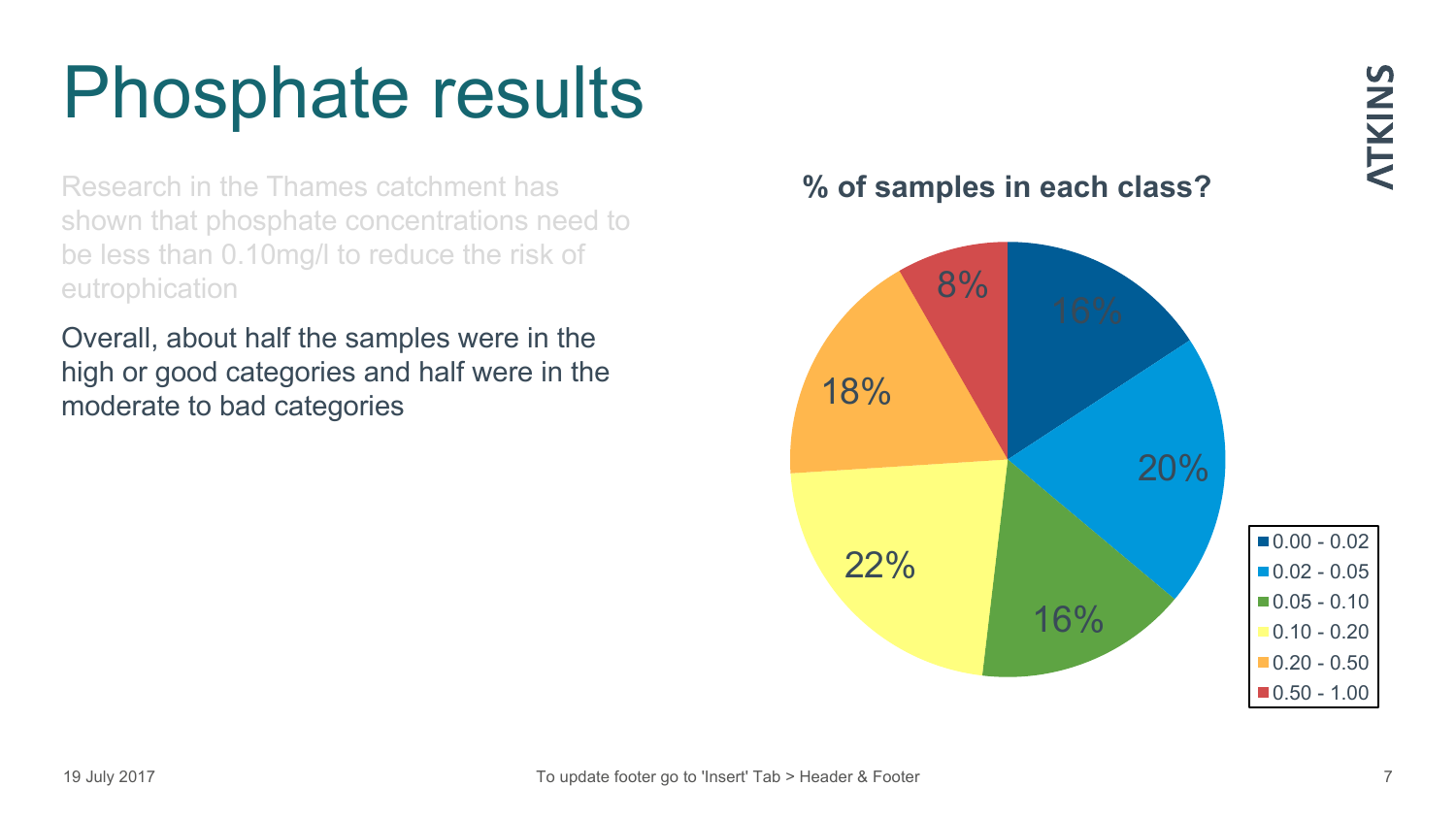# Phosphate results

Research in the Thames catchment has shown that phosphate concentrations need to be less than 0.10mg/l to reduce the risk of eutrophication

Overall, about half the samples were in the high or good categories and half were in the moderate to bad categories

**% of samples in each class?**

| Class | % |
|---|---|
| 0.00 - 0.02 | 16% |
| 0.02 - 0.05 | 20% |
| 0.05 - 0.10 | 16% |
| 0.10 - 0.20 | 22% |
| 0.20 - 0.50 | 18% |
| 0.50 - 1.00 | 8% |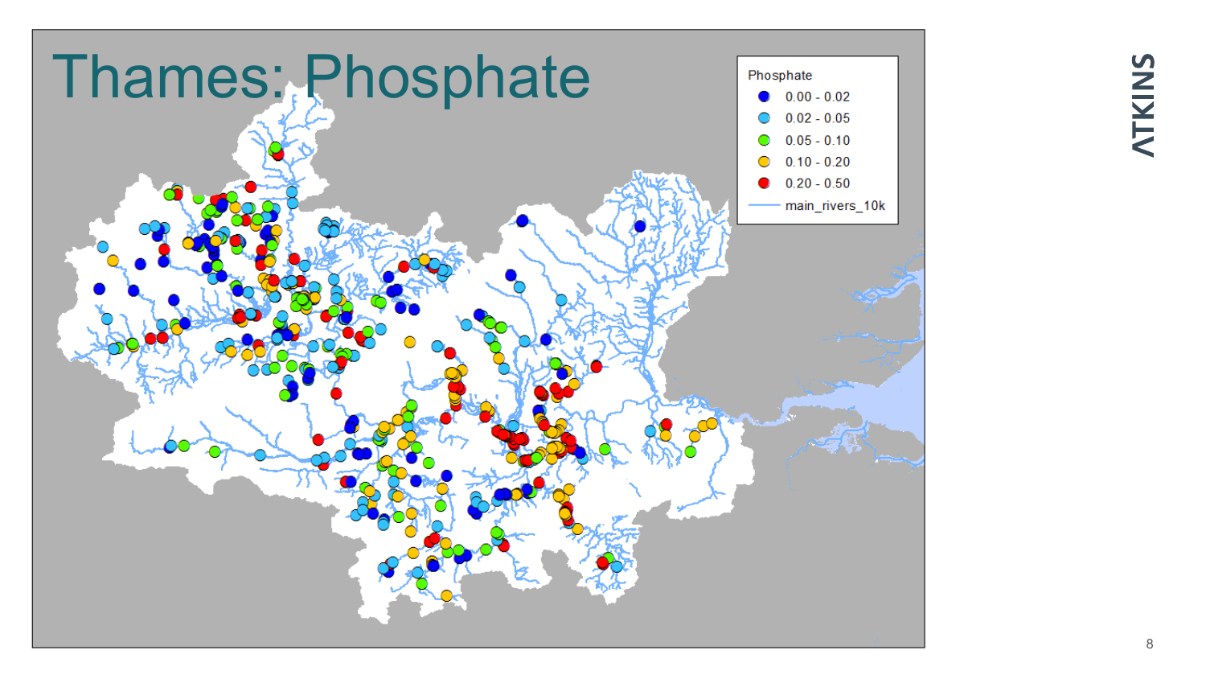# Thames: Phosphate

| Phosphate |
|---|
| 0.00 - 0.02 |
| 0.02 - 0.05 |
| 0.05 - 0.10 |
| 0.10 - 0.20 |
| 0.20 - 0.50 |
| main_rivers_10k |

ATKINS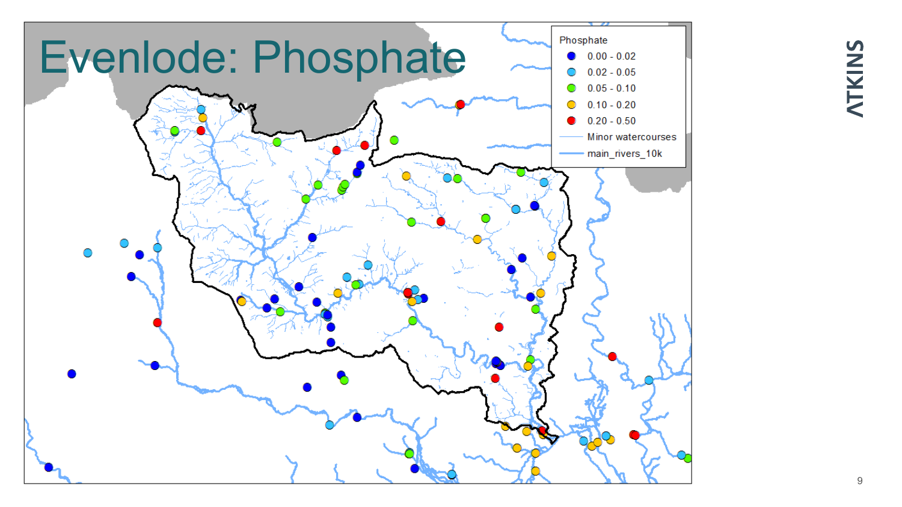# Evenlode: Phosphate

Phosphate

- 0.00 - 0.02
- 0.02 - 0.05
- 0.05 - 0.10
- 0.10 - 0.20
- 0.20 - 0.50
- Minor watercourses
- main_rivers_10k

ATKINS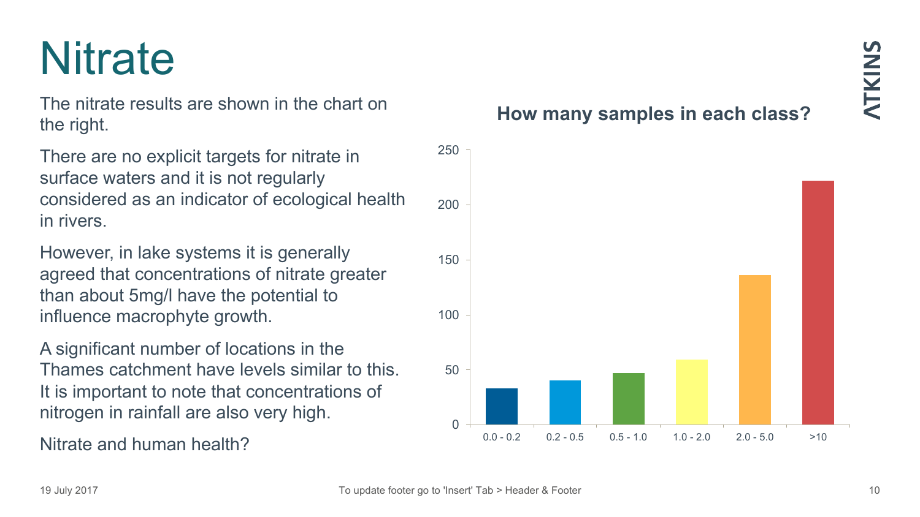# Nitrate

The nitrate results are shown in the chart on the right.

There are no explicit targets for nitrate in surface waters and it is not regularly considered as an indicator of ecological health in rivers.

However, in lake systems it is generally agreed that concentrations of nitrate greater than about 5mg/l have the potential to influence macrophyte growth.

A significant number of locations in the Thames catchment have levels similar to this. It is important to note that concentrations of nitrogen in rainfall are also very high.

Nitrate and human health?

**How many samples in each class?**

| Class | Number of samples (approx.) |
|---|---|
| 0.0 - 0.2 | 33 |
| 0.2 - 0.5 | 40 |
| 0.5 - 1.0 | 47 |
| 1.0 - 2.0 | 59 |
| 2.0 - 5.0 | 136 |
| >10 | 222 |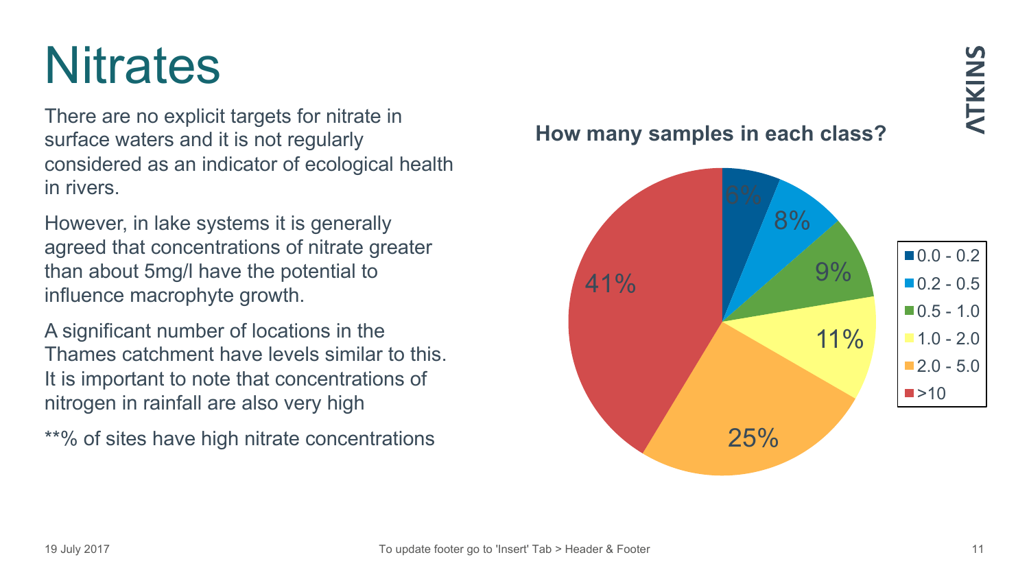# Nitrates

There are no explicit targets for nitrate in surface waters and it is not regularly considered as an indicator of ecological health in rivers.

However, in lake systems it is generally agreed that concentrations of nitrate greater than about 5mg/l have the potential to influence macrophyte growth.

A significant number of locations in the Thames catchment have levels similar to this. It is important to note that concentrations of nitrogen in rainfall are also very high

**% of sites have high nitrate concentrations

**How many samples in each class?**

| Class | % |
| --- | --- |
| 0.0 - 0.2 | 6% |
| 0.2 - 0.5 | 8% |
| 0.5 - 1.0 | 9% |
| 1.0 - 2.0 | 11% |
| 2.0 - 5.0 | 25% |
| >10 | 41% |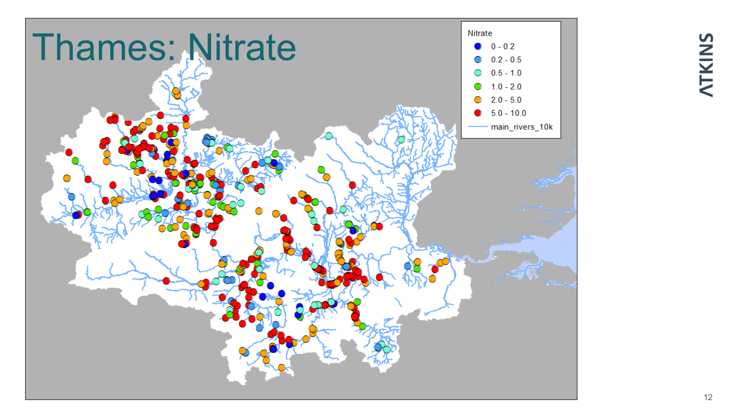# Thames: Nitrate

| Nitrate | |
|---|---|
| ● | 0 - 0.2 |
| ● | 0.2 - 0.5 |
| ● | 0.5 - 1.0 |
| ● | 1.0 - 2.0 |
| ● | 2.0 - 5.0 |
| ● | 5.0 - 10.0 |
| — | main_rivers_10k |

ATKINS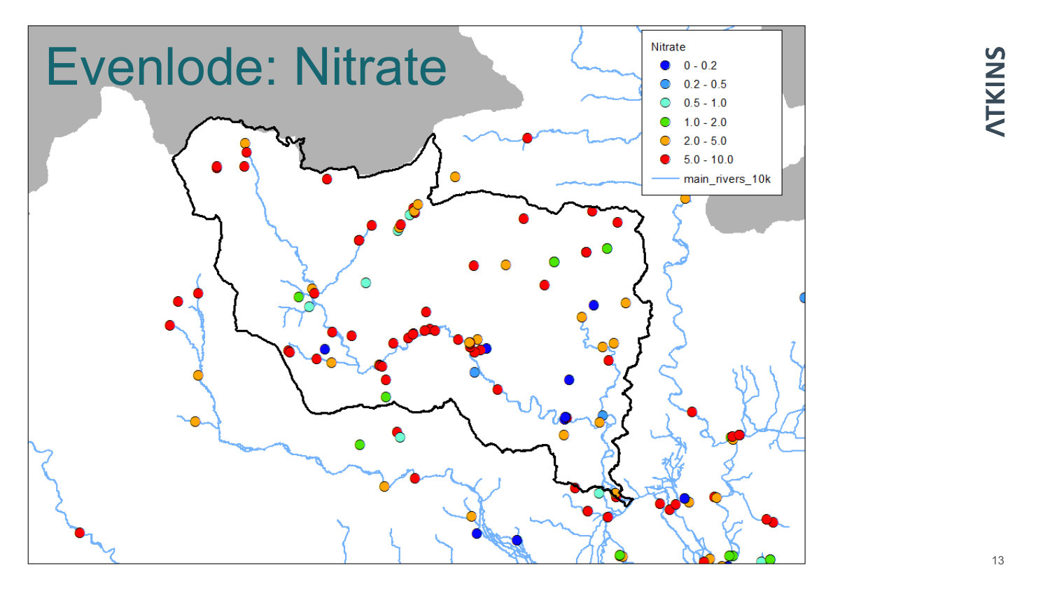# Evenlode: Nitrate

| Nitrate |
| --- |
| 0 - 0.2 |
| 0.2 - 0.5 |
| 0.5 - 1.0 |
| 1.0 - 2.0 |
| 2.0 - 5.0 |
| 5.0 - 10.0 |
| main_rivers_10k |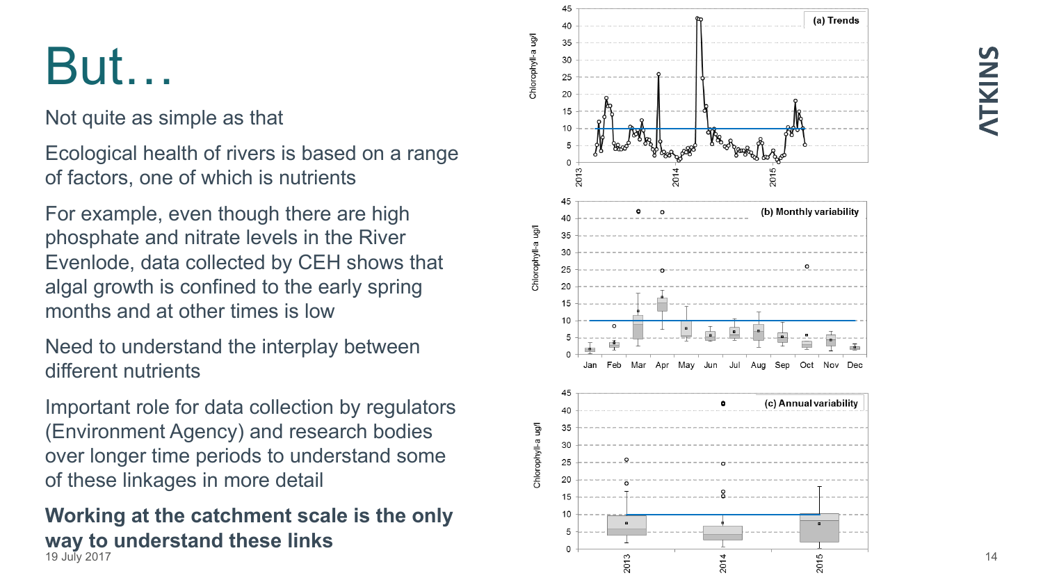# But…

Not quite as simple as that

Ecological health of rivers is based on a range of factors, one of which is nutrients

For example, even though there are high phosphate and nitrate levels in the River Evenlode, data collected by CEH shows that algal growth is confined to the early spring months and at other times is low

Need to understand the interplay between different nutrients

Important role for data collection by regulators (Environment Agency) and research bodies over longer time periods to understand some of these linkages in more detail

**Working at the catchment scale is the only way to understand these links**

(a) Trends

Chlorophyll-a ug/l

0 5 10 15 20 25 30 35 40 45

2013 2014 2015

(b) Monthly variability

Chlorophyll-a ug/l

0 5 10 15 20 25 30 35 40 45

Jan Feb Mar Apr May Jun Jul Aug Sep Oct Nov Dec

(c) Annual variability

Chlorophyll-a ug/l

0 5 10 15 20 25 30 35 40 45

2013 2014 2015

19 July 2017